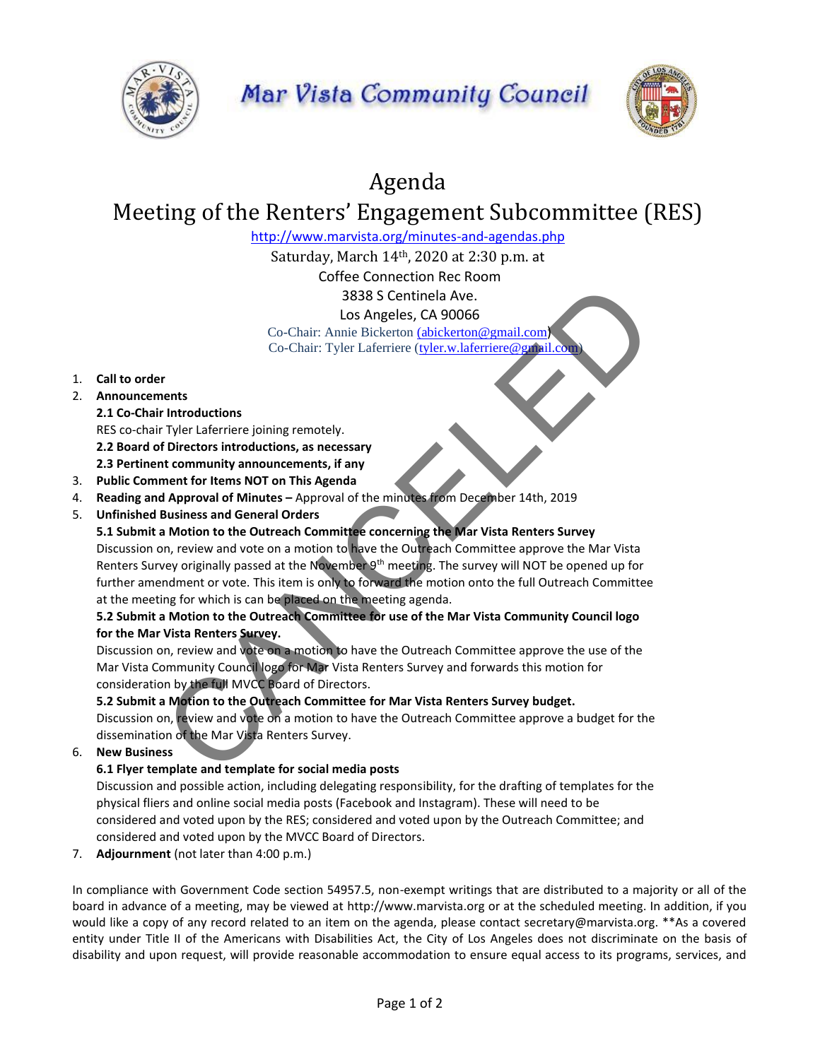Mar Vista Community Council

# Agenda

## Meeting of the Renters' Engagement Subcommittee (RES)

http://www.marvista.org/minutes-and-agendas.php

Saturday, March 14th, 2020 at 2:30 p.m. at
Coffee Connection Rec Room
3838 S Centinela Ave.
Los Angeles, CA 90066

Co-Chair: Annie Bickerton (abickerton@gmail.com)
Co-Chair: Tyler Laferriere (tyler.w.laferriere@gmail.com)

CANCELED

1. **Call to order**
2. **Announcements**

   **2.1 Co-Chair Introductions**

   RES co-chair Tyler Laferriere joining remotely.

   **2.2 Board of Directors introductions, as necessary**

   **2.3 Pertinent community announcements, if any**
3. **Public Comment for Items NOT on This Agenda**
4. **Reading and Approval of Minutes –** Approval of the minutes from December 14th, 2019
5. **Unfinished Business and General Orders**

   **5.1 Submit a Motion to the Outreach Committee concerning the Mar Vista Renters Survey**

   Discussion on, review and vote on a motion to have the Outreach Committee approve the Mar Vista Renters Survey originally passed at the November 9th meeting. The survey will NOT be opened up for further amendment or vote. This item is only to forward the motion onto the full Outreach Committee at the meeting for which is can be placed on the meeting agenda.

   **5.2 Submit a Motion to the Outreach Committee for use of the Mar Vista Community Council logo for the Mar Vista Renters Survey.**

   Discussion on, review and vote on a motion to have the Outreach Committee approve the use of the Mar Vista Community Council logo for Mar Vista Renters Survey and forwards this motion for consideration by the full MVCC Board of Directors.

   **5.2 Submit a Motion to the Outreach Committee for Mar Vista Renters Survey budget.**

   Discussion on, review and vote on a motion to have the Outreach Committee approve a budget for the dissemination of the Mar Vista Renters Survey.
6. **New Business**

   **6.1 Flyer template and template for social media posts**

   Discussion and possible action, including delegating responsibility, for the drafting of templates for the physical fliers and online social media posts (Facebook and Instagram). These will need to be considered and voted upon by the RES; considered and voted upon by the Outreach Committee; and considered and voted upon by the MVCC Board of Directors.
7. **Adjournment** (not later than 4:00 p.m.)

In compliance with Government Code section 54957.5, non-exempt writings that are distributed to a majority or all of the board in advance of a meeting, may be viewed at http://www.marvista.org or at the scheduled meeting. In addition, if you would like a copy of any record related to an item on the agenda, please contact secretary@marvista.org. **As a covered entity under Title II of the Americans with Disabilities Act, the City of Los Angeles does not discriminate on the basis of disability and upon request, will provide reasonable accommodation to ensure equal access to its programs, services, and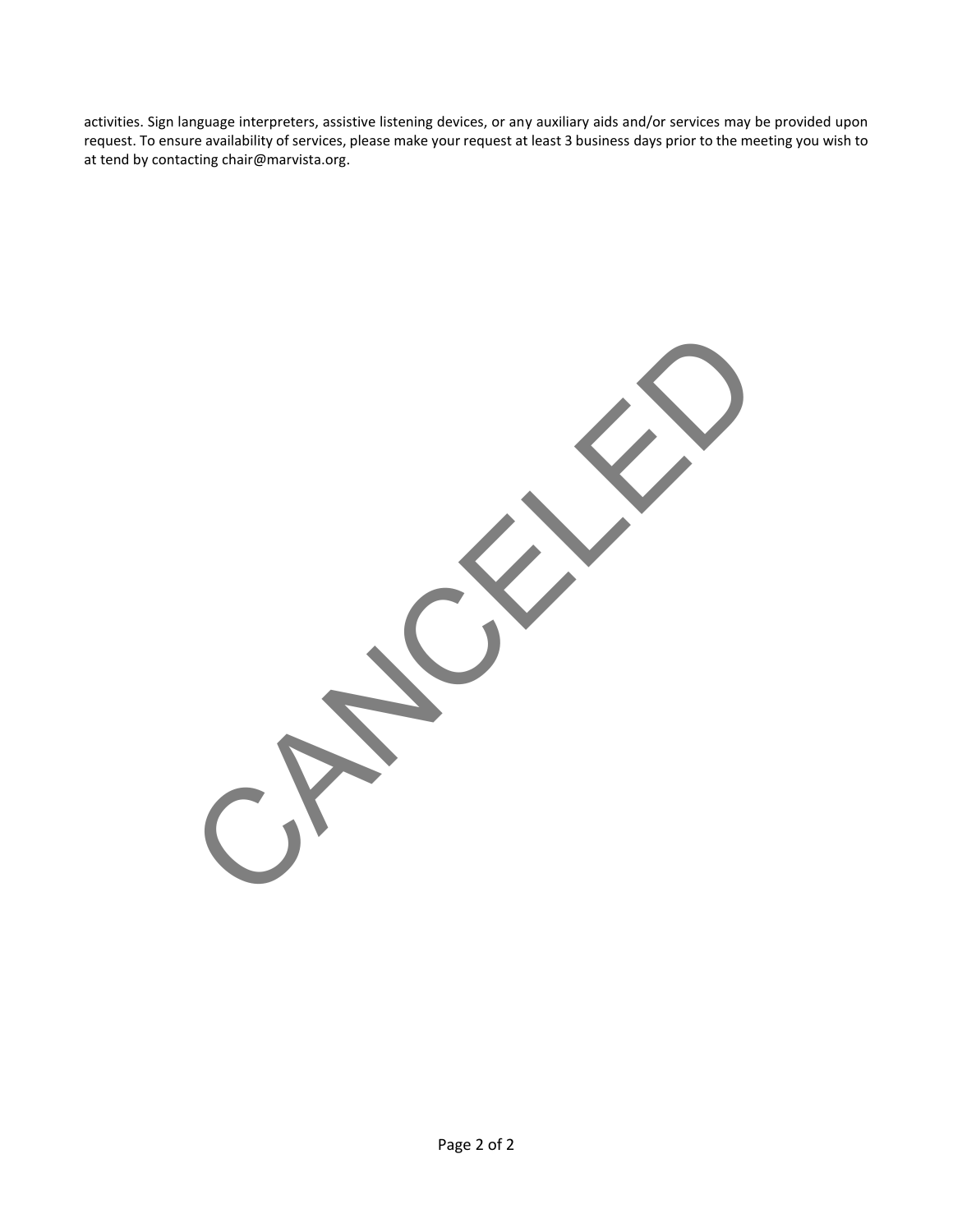activities. Sign language interpreters, assistive listening devices, or any auxiliary aids and/or services may be provided upon request. To ensure availability of services, please make your request at least 3 business days prior to the meeting you wish to at tend by contacting chair@marvista.org.

CANCELED